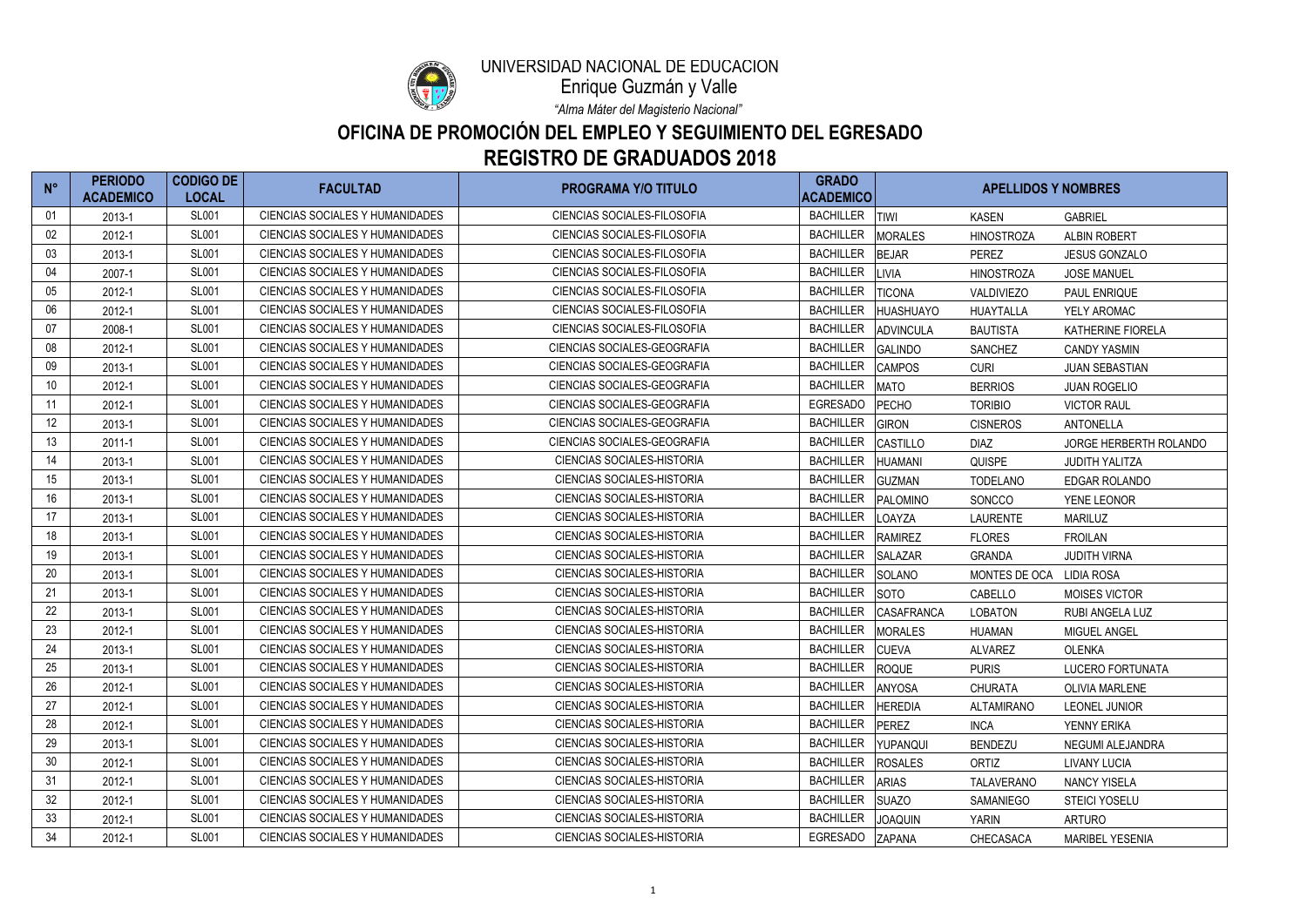UNIVERSIDAD NACIONAL DE EDUCACION

Enrique Guzmán y Valle

*"Alma Máter del Magisterio Nacional"*

# OFICINA DE PROMOCIÓN DEL EMPLEO Y SEGUIMIENTO DEL EGRESADO

# REGISTRO DE GRADUADOS 2018

| N° | PERIODO ACADEMICO | CODIGO DE LOCAL | FACULTAD | PROGRAMA Y/O TITULO | GRADO ACADEMICO | APELLIDOS Y NOMBRES | | |
|---|---|---|---|---|---|---|---|---|
| 01 | 2013-1 | SL001 | CIENCIAS SOCIALES Y HUMANIDADES | CIENCIAS SOCIALES-FILOSOFIA | BACHILLER | TIWI | KASEN | GABRIEL |
| 02 | 2012-1 | SL001 | CIENCIAS SOCIALES Y HUMANIDADES | CIENCIAS SOCIALES-FILOSOFIA | BACHILLER | MORALES | HINOSTROZA | ALBIN ROBERT |
| 03 | 2013-1 | SL001 | CIENCIAS SOCIALES Y HUMANIDADES | CIENCIAS SOCIALES-FILOSOFIA | BACHILLER | BEJAR | PEREZ | JESUS GONZALO |
| 04 | 2007-1 | SL001 | CIENCIAS SOCIALES Y HUMANIDADES | CIENCIAS SOCIALES-FILOSOFIA | BACHILLER | LIVIA | HINOSTROZA | JOSE MANUEL |
| 05 | 2012-1 | SL001 | CIENCIAS SOCIALES Y HUMANIDADES | CIENCIAS SOCIALES-FILOSOFIA | BACHILLER | TICONA | VALDIVIEZO | PAUL ENRIQUE |
| 06 | 2012-1 | SL001 | CIENCIAS SOCIALES Y HUMANIDADES | CIENCIAS SOCIALES-FILOSOFIA | BACHILLER | HUASHUAYO | HUAYTALLA | YELY AROMAC |
| 07 | 2008-1 | SL001 | CIENCIAS SOCIALES Y HUMANIDADES | CIENCIAS SOCIALES-FILOSOFIA | BACHILLER | ADVINCULA | BAUTISTA | KATHERINE FIORELA |
| 08 | 2012-1 | SL001 | CIENCIAS SOCIALES Y HUMANIDADES | CIENCIAS SOCIALES-GEOGRAFIA | BACHILLER | GALINDO | SANCHEZ | CANDY YASMIN |
| 09 | 2013-1 | SL001 | CIENCIAS SOCIALES Y HUMANIDADES | CIENCIAS SOCIALES-GEOGRAFIA | BACHILLER | CAMPOS | CURI | JUAN SEBASTIAN |
| 10 | 2012-1 | SL001 | CIENCIAS SOCIALES Y HUMANIDADES | CIENCIAS SOCIALES-GEOGRAFIA | BACHILLER | MATO | BERRIOS | JUAN ROGELIO |
| 11 | 2012-1 | SL001 | CIENCIAS SOCIALES Y HUMANIDADES | CIENCIAS SOCIALES-GEOGRAFIA | EGRESADO | PECHO | TORIBIO | VICTOR RAUL |
| 12 | 2013-1 | SL001 | CIENCIAS SOCIALES Y HUMANIDADES | CIENCIAS SOCIALES-GEOGRAFIA | BACHILLER | GIRON | CISNEROS | ANTONELLA |
| 13 | 2011-1 | SL001 | CIENCIAS SOCIALES Y HUMANIDADES | CIENCIAS SOCIALES-GEOGRAFIA | BACHILLER | CASTILLO | DIAZ | JORGE HERBERTH ROLANDO |
| 14 | 2013-1 | SL001 | CIENCIAS SOCIALES Y HUMANIDADES | CIENCIAS SOCIALES-HISTORIA | BACHILLER | HUAMANI | QUISPE | JUDITH YALITZA |
| 15 | 2013-1 | SL001 | CIENCIAS SOCIALES Y HUMANIDADES | CIENCIAS SOCIALES-HISTORIA | BACHILLER | GUZMAN | TODELANO | EDGAR ROLANDO |
| 16 | 2013-1 | SL001 | CIENCIAS SOCIALES Y HUMANIDADES | CIENCIAS SOCIALES-HISTORIA | BACHILLER | PALOMINO | SONCCO | YENE LEONOR |
| 17 | 2013-1 | SL001 | CIENCIAS SOCIALES Y HUMANIDADES | CIENCIAS SOCIALES-HISTORIA | BACHILLER | LOAYZA | LAURENTE | MARILUZ |
| 18 | 2013-1 | SL001 | CIENCIAS SOCIALES Y HUMANIDADES | CIENCIAS SOCIALES-HISTORIA | BACHILLER | RAMIREZ | FLORES | FROILAN |
| 19 | 2013-1 | SL001 | CIENCIAS SOCIALES Y HUMANIDADES | CIENCIAS SOCIALES-HISTORIA | BACHILLER | SALAZAR | GRANDA | JUDITH VIRNA |
| 20 | 2013-1 | SL001 | CIENCIAS SOCIALES Y HUMANIDADES | CIENCIAS SOCIALES-HISTORIA | BACHILLER | SOLANO | MONTES DE OCA | LIDIA ROSA |
| 21 | 2013-1 | SL001 | CIENCIAS SOCIALES Y HUMANIDADES | CIENCIAS SOCIALES-HISTORIA | BACHILLER | SOTO | CABELLO | MOISES VICTOR |
| 22 | 2013-1 | SL001 | CIENCIAS SOCIALES Y HUMANIDADES | CIENCIAS SOCIALES-HISTORIA | BACHILLER | CASAFRANCA | LOBATON | RUBI ANGELA LUZ |
| 23 | 2012-1 | SL001 | CIENCIAS SOCIALES Y HUMANIDADES | CIENCIAS SOCIALES-HISTORIA | BACHILLER | MORALES | HUAMAN | MIGUEL ANGEL |
| 24 | 2013-1 | SL001 | CIENCIAS SOCIALES Y HUMANIDADES | CIENCIAS SOCIALES-HISTORIA | BACHILLER | CUEVA | ALVAREZ | OLENKA |
| 25 | 2013-1 | SL001 | CIENCIAS SOCIALES Y HUMANIDADES | CIENCIAS SOCIALES-HISTORIA | BACHILLER | ROQUE | PURIS | LUCERO FORTUNATA |
| 26 | 2012-1 | SL001 | CIENCIAS SOCIALES Y HUMANIDADES | CIENCIAS SOCIALES-HISTORIA | BACHILLER | ANYOSA | CHURATA | OLIVIA MARLENE |
| 27 | 2012-1 | SL001 | CIENCIAS SOCIALES Y HUMANIDADES | CIENCIAS SOCIALES-HISTORIA | BACHILLER | HEREDIA | ALTAMIRANO | LEONEL JUNIOR |
| 28 | 2012-1 | SL001 | CIENCIAS SOCIALES Y HUMANIDADES | CIENCIAS SOCIALES-HISTORIA | BACHILLER | PEREZ | INCA | YENNY ERIKA |
| 29 | 2013-1 | SL001 | CIENCIAS SOCIALES Y HUMANIDADES | CIENCIAS SOCIALES-HISTORIA | BACHILLER | YUPANQUI | BENDEZU | NEGUMI ALEJANDRA |
| 30 | 2012-1 | SL001 | CIENCIAS SOCIALES Y HUMANIDADES | CIENCIAS SOCIALES-HISTORIA | BACHILLER | ROSALES | ORTIZ | LIVANY LUCIA |
| 31 | 2012-1 | SL001 | CIENCIAS SOCIALES Y HUMANIDADES | CIENCIAS SOCIALES-HISTORIA | BACHILLER | ARIAS | TALAVERANO | NANCY YISELA |
| 32 | 2012-1 | SL001 | CIENCIAS SOCIALES Y HUMANIDADES | CIENCIAS SOCIALES-HISTORIA | BACHILLER | SUAZO | SAMANIEGO | STEICI YOSELU |
| 33 | 2012-1 | SL001 | CIENCIAS SOCIALES Y HUMANIDADES | CIENCIAS SOCIALES-HISTORIA | BACHILLER | JOAQUIN | YARIN | ARTURO |
| 34 | 2012-1 | SL001 | CIENCIAS SOCIALES Y HUMANIDADES | CIENCIAS SOCIALES-HISTORIA | EGRESADO | ZAPANA | CHECASACA | MARIBEL YESENIA |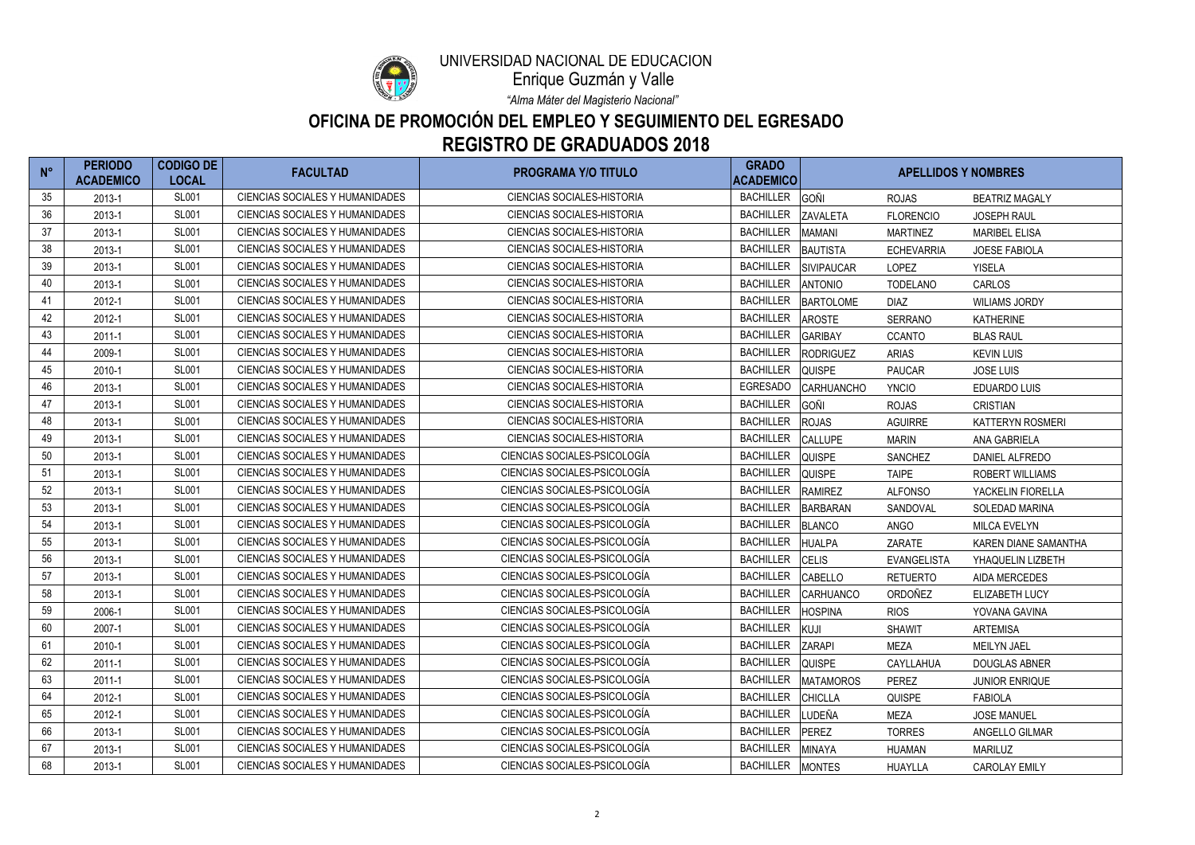UNIVERSIDAD NACIONAL DE EDUCACION

Enrique Guzmán y Valle

*"Alma Máter del Magisterio Nacional"*

# OFICINA DE PROMOCIÓN DEL EMPLEO Y SEGUIMIENTO DEL EGRESADO

# REGISTRO DE GRADUADOS 2018

| N° | PERIODO ACADEMICO | CODIGO DE LOCAL | FACULTAD | PROGRAMA Y/O TITULO | GRADO ACADEMICO | APELLIDOS Y NOMBRES | | |
|---|---|---|---|---|---|---|---|---|
| 35 | 2013-1 | SL001 | CIENCIAS SOCIALES Y HUMANIDADES | CIENCIAS SOCIALES-HISTORIA | BACHILLER | GOÑI | ROJAS | BEATRIZ MAGALY |
| 36 | 2013-1 | SL001 | CIENCIAS SOCIALES Y HUMANIDADES | CIENCIAS SOCIALES-HISTORIA | BACHILLER | ZAVALETA | FLORENCIO | JOSEPH RAUL |
| 37 | 2013-1 | SL001 | CIENCIAS SOCIALES Y HUMANIDADES | CIENCIAS SOCIALES-HISTORIA | BACHILLER | MAMANI | MARTINEZ | MARIBEL ELISA |
| 38 | 2013-1 | SL001 | CIENCIAS SOCIALES Y HUMANIDADES | CIENCIAS SOCIALES-HISTORIA | BACHILLER | BAUTISTA | ECHEVARRIA | JOESE FABIOLA |
| 39 | 2013-1 | SL001 | CIENCIAS SOCIALES Y HUMANIDADES | CIENCIAS SOCIALES-HISTORIA | BACHILLER | SIVIPAUCAR | LOPEZ | YISELA |
| 40 | 2013-1 | SL001 | CIENCIAS SOCIALES Y HUMANIDADES | CIENCIAS SOCIALES-HISTORIA | BACHILLER | ANTONIO | TODELANO | CARLOS |
| 41 | 2012-1 | SL001 | CIENCIAS SOCIALES Y HUMANIDADES | CIENCIAS SOCIALES-HISTORIA | BACHILLER | BARTOLOME | DIAZ | WILIAMS JORDY |
| 42 | 2012-1 | SL001 | CIENCIAS SOCIALES Y HUMANIDADES | CIENCIAS SOCIALES-HISTORIA | BACHILLER | AROSTE | SERRANO | KATHERINE |
| 43 | 2011-1 | SL001 | CIENCIAS SOCIALES Y HUMANIDADES | CIENCIAS SOCIALES-HISTORIA | BACHILLER | GARIBAY | CCANTO | BLAS RAUL |
| 44 | 2009-1 | SL001 | CIENCIAS SOCIALES Y HUMANIDADES | CIENCIAS SOCIALES-HISTORIA | BACHILLER | RODRIGUEZ | ARIAS | KEVIN LUIS |
| 45 | 2010-1 | SL001 | CIENCIAS SOCIALES Y HUMANIDADES | CIENCIAS SOCIALES-HISTORIA | BACHILLER | QUISPE | PAUCAR | JOSE LUIS |
| 46 | 2013-1 | SL001 | CIENCIAS SOCIALES Y HUMANIDADES | CIENCIAS SOCIALES-HISTORIA | EGRESADO | CARHUANCHO | YNCIO | EDUARDO LUIS |
| 47 | 2013-1 | SL001 | CIENCIAS SOCIALES Y HUMANIDADES | CIENCIAS SOCIALES-HISTORIA | BACHILLER | GOÑI | ROJAS | CRISTIAN |
| 48 | 2013-1 | SL001 | CIENCIAS SOCIALES Y HUMANIDADES | CIENCIAS SOCIALES-HISTORIA | BACHILLER | ROJAS | AGUIRRE | KATTERYN ROSMERI |
| 49 | 2013-1 | SL001 | CIENCIAS SOCIALES Y HUMANIDADES | CIENCIAS SOCIALES-HISTORIA | BACHILLER | CALLUPE | MARIN | ANA GABRIELA |
| 50 | 2013-1 | SL001 | CIENCIAS SOCIALES Y HUMANIDADES | CIENCIAS SOCIALES-PSICOLOGÍA | BACHILLER | QUISPE | SANCHEZ | DANIEL ALFREDO |
| 51 | 2013-1 | SL001 | CIENCIAS SOCIALES Y HUMANIDADES | CIENCIAS SOCIALES-PSICOLOGÍA | BACHILLER | QUISPE | TAIPE | ROBERT WILLIAMS |
| 52 | 2013-1 | SL001 | CIENCIAS SOCIALES Y HUMANIDADES | CIENCIAS SOCIALES-PSICOLOGÍA | BACHILLER | RAMIREZ | ALFONSO | YACKELIN FIORELLA |
| 53 | 2013-1 | SL001 | CIENCIAS SOCIALES Y HUMANIDADES | CIENCIAS SOCIALES-PSICOLOGÍA | BACHILLER | BARBARAN | SANDOVAL | SOLEDAD MARINA |
| 54 | 2013-1 | SL001 | CIENCIAS SOCIALES Y HUMANIDADES | CIENCIAS SOCIALES-PSICOLOGÍA | BACHILLER | BLANCO | ANGO | MILCA EVELYN |
| 55 | 2013-1 | SL001 | CIENCIAS SOCIALES Y HUMANIDADES | CIENCIAS SOCIALES-PSICOLOGÍA | BACHILLER | HUALPA | ZARATE | KAREN DIANE SAMANTHA |
| 56 | 2013-1 | SL001 | CIENCIAS SOCIALES Y HUMANIDADES | CIENCIAS SOCIALES-PSICOLOGÍA | BACHILLER | CELIS | EVANGELISTA | YHAQUELIN LIZBETH |
| 57 | 2013-1 | SL001 | CIENCIAS SOCIALES Y HUMANIDADES | CIENCIAS SOCIALES-PSICOLOGÍA | BACHILLER | CABELLO | RETUERTO | AIDA MERCEDES |
| 58 | 2013-1 | SL001 | CIENCIAS SOCIALES Y HUMANIDADES | CIENCIAS SOCIALES-PSICOLOGÍA | BACHILLER | CARHUANCO | ORDOÑEZ | ELIZABETH LUCY |
| 59 | 2006-1 | SL001 | CIENCIAS SOCIALES Y HUMANIDADES | CIENCIAS SOCIALES-PSICOLOGÍA | BACHILLER | HOSPINA | RIOS | YOVANA GAVINA |
| 60 | 2007-1 | SL001 | CIENCIAS SOCIALES Y HUMANIDADES | CIENCIAS SOCIALES-PSICOLOGÍA | BACHILLER | KUJI | SHAWIT | ARTEMISA |
| 61 | 2010-1 | SL001 | CIENCIAS SOCIALES Y HUMANIDADES | CIENCIAS SOCIALES-PSICOLOGÍA | BACHILLER | ZARAPI | MEZA | MEILYN JAEL |
| 62 | 2011-1 | SL001 | CIENCIAS SOCIALES Y HUMANIDADES | CIENCIAS SOCIALES-PSICOLOGÍA | BACHILLER | QUISPE | CAYLLAHUA | DOUGLAS ABNER |
| 63 | 2011-1 | SL001 | CIENCIAS SOCIALES Y HUMANIDADES | CIENCIAS SOCIALES-PSICOLOGÍA | BACHILLER | MATAMOROS | PEREZ | JUNIOR ENRIQUE |
| 64 | 2012-1 | SL001 | CIENCIAS SOCIALES Y HUMANIDADES | CIENCIAS SOCIALES-PSICOLOGÍA | BACHILLER | CHICLLA | QUISPE | FABIOLA |
| 65 | 2012-1 | SL001 | CIENCIAS SOCIALES Y HUMANIDADES | CIENCIAS SOCIALES-PSICOLOGÍA | BACHILLER | LUDEÑA | MEZA | JOSE MANUEL |
| 66 | 2013-1 | SL001 | CIENCIAS SOCIALES Y HUMANIDADES | CIENCIAS SOCIALES-PSICOLOGÍA | BACHILLER | PEREZ | TORRES | ANGELLO GILMAR |
| 67 | 2013-1 | SL001 | CIENCIAS SOCIALES Y HUMANIDADES | CIENCIAS SOCIALES-PSICOLOGÍA | BACHILLER | MINAYA | HUAMAN | MARILUZ |
| 68 | 2013-1 | SL001 | CIENCIAS SOCIALES Y HUMANIDADES | CIENCIAS SOCIALES-PSICOLOGÍA | BACHILLER | MONTES | HUAYLLA | CAROLAY EMILY |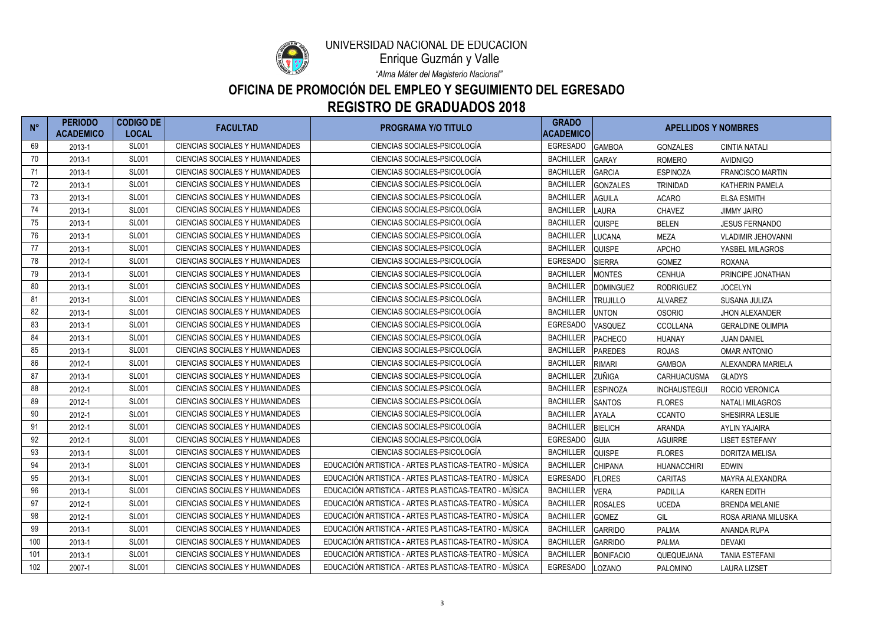UNIVERSIDAD NACIONAL DE EDUCACION

Enrique Guzmán y Valle

*"Alma Máter del Magisterio Nacional"*

# OFICINA DE PROMOCIÓN DEL EMPLEO Y SEGUIMIENTO DEL EGRESADO

## REGISTRO DE GRADUADOS 2018

| N° | PERIODO ACADEMICO | CODIGO DE LOCAL | FACULTAD | PROGRAMA Y/O TITULO | GRADO ACADEMICO | APELLIDOS Y NOMBRES | | |
|---|---|---|---|---|---|---|---|---|
| 69 | 2013-1 | SL001 | CIENCIAS SOCIALES Y HUMANIDADES | CIENCIAS SOCIALES-PSICOLOGÍA | EGRESADO | GAMBOA | GONZALES | CINTIA NATALI |
| 70 | 2013-1 | SL001 | CIENCIAS SOCIALES Y HUMANIDADES | CIENCIAS SOCIALES-PSICOLOGÍA | BACHILLER | GARAY | ROMERO | AVIDNIGO |
| 71 | 2013-1 | SL001 | CIENCIAS SOCIALES Y HUMANIDADES | CIENCIAS SOCIALES-PSICOLOGÍA | BACHILLER | GARCIA | ESPINOZA | FRANCISCO MARTIN |
| 72 | 2013-1 | SL001 | CIENCIAS SOCIALES Y HUMANIDADES | CIENCIAS SOCIALES-PSICOLOGÍA | BACHILLER | GONZALES | TRINIDAD | KATHERIN PAMELA |
| 73 | 2013-1 | SL001 | CIENCIAS SOCIALES Y HUMANIDADES | CIENCIAS SOCIALES-PSICOLOGÍA | BACHILLER | AGUILA | ACARO | ELSA ESMITH |
| 74 | 2013-1 | SL001 | CIENCIAS SOCIALES Y HUMANIDADES | CIENCIAS SOCIALES-PSICOLOGÍA | BACHILLER | LAURA | CHAVEZ | JIMMY JAIRO |
| 75 | 2013-1 | SL001 | CIENCIAS SOCIALES Y HUMANIDADES | CIENCIAS SOCIALES-PSICOLOGÍA | BACHILLER | QUISPE | BELEN | JESUS FERNANDO |
| 76 | 2013-1 | SL001 | CIENCIAS SOCIALES Y HUMANIDADES | CIENCIAS SOCIALES-PSICOLOGÍA | BACHILLER | LUCANA | MEZA | VLADIMIR JEHOVANNI |
| 77 | 2013-1 | SL001 | CIENCIAS SOCIALES Y HUMANIDADES | CIENCIAS SOCIALES-PSICOLOGÍA | BACHILLER | QUISPE | APCHO | YASBEL MILAGROS |
| 78 | 2012-1 | SL001 | CIENCIAS SOCIALES Y HUMANIDADES | CIENCIAS SOCIALES-PSICOLOGÍA | EGRESADO | SIERRA | GOMEZ | ROXANA |
| 79 | 2013-1 | SL001 | CIENCIAS SOCIALES Y HUMANIDADES | CIENCIAS SOCIALES-PSICOLOGÍA | BACHILLER | MONTES | CENHUA | PRINCIPE JONATHAN |
| 80 | 2013-1 | SL001 | CIENCIAS SOCIALES Y HUMANIDADES | CIENCIAS SOCIALES-PSICOLOGÍA | BACHILLER | DOMINGUEZ | RODRIGUEZ | JOCELYN |
| 81 | 2013-1 | SL001 | CIENCIAS SOCIALES Y HUMANIDADES | CIENCIAS SOCIALES-PSICOLOGÍA | BACHILLER | TRUJILLO | ALVAREZ | SUSANA JULIZA |
| 82 | 2013-1 | SL001 | CIENCIAS SOCIALES Y HUMANIDADES | CIENCIAS SOCIALES-PSICOLOGÍA | BACHILLER | UNTON | OSORIO | JHON ALEXANDER |
| 83 | 2013-1 | SL001 | CIENCIAS SOCIALES Y HUMANIDADES | CIENCIAS SOCIALES-PSICOLOGÍA | EGRESADO | VASQUEZ | CCOLLANA | GERALDINE OLIMPIA |
| 84 | 2013-1 | SL001 | CIENCIAS SOCIALES Y HUMANIDADES | CIENCIAS SOCIALES-PSICOLOGÍA | BACHILLER | PACHECO | HUANAY | JUAN DANIEL |
| 85 | 2013-1 | SL001 | CIENCIAS SOCIALES Y HUMANIDADES | CIENCIAS SOCIALES-PSICOLOGÍA | BACHILLER | PAREDES | ROJAS | OMAR ANTONIO |
| 86 | 2012-1 | SL001 | CIENCIAS SOCIALES Y HUMANIDADES | CIENCIAS SOCIALES-PSICOLOGÍA | BACHILLER | RIMARI | GAMBOA | ALEXANDRA MARIELA |
| 87 | 2013-1 | SL001 | CIENCIAS SOCIALES Y HUMANIDADES | CIENCIAS SOCIALES-PSICOLOGÍA | BACHILLER | ZUÑIGA | CARHUACUSMA | GLADYS |
| 88 | 2012-1 | SL001 | CIENCIAS SOCIALES Y HUMANIDADES | CIENCIAS SOCIALES-PSICOLOGÍA | BACHILLER | ESPINOZA | INCHAUSTEGUI | ROCIO VERONICA |
| 89 | 2012-1 | SL001 | CIENCIAS SOCIALES Y HUMANIDADES | CIENCIAS SOCIALES-PSICOLOGÍA | BACHILLER | SANTOS | FLORES | NATALI MILAGROS |
| 90 | 2012-1 | SL001 | CIENCIAS SOCIALES Y HUMANIDADES | CIENCIAS SOCIALES-PSICOLOGÍA | BACHILLER | AYALA | CCANTO | SHESIRRA LESLIE |
| 91 | 2012-1 | SL001 | CIENCIAS SOCIALES Y HUMANIDADES | CIENCIAS SOCIALES-PSICOLOGÍA | BACHILLER | BIELICH | ARANDA | AYLIN YAJAIRA |
| 92 | 2012-1 | SL001 | CIENCIAS SOCIALES Y HUMANIDADES | CIENCIAS SOCIALES-PSICOLOGÍA | EGRESADO | GUIA | AGUIRRE | LISET ESTEFANY |
| 93 | 2013-1 | SL001 | CIENCIAS SOCIALES Y HUMANIDADES | CIENCIAS SOCIALES-PSICOLOGÍA | BACHILLER | QUISPE | FLORES | DORITZA MELISA |
| 94 | 2013-1 | SL001 | CIENCIAS SOCIALES Y HUMANIDADES | EDUCACIÓN ARTISTICA - ARTES PLASTICAS-TEATRO - MÚSICA | BACHILLER | CHIPANA | HUANACCHIRI | EDWIN |
| 95 | 2013-1 | SL001 | CIENCIAS SOCIALES Y HUMANIDADES | EDUCACIÓN ARTISTICA - ARTES PLASTICAS-TEATRO - MÚSICA | EGRESADO | FLORES | CARITAS | MAYRA ALEXANDRA |
| 96 | 2013-1 | SL001 | CIENCIAS SOCIALES Y HUMANIDADES | EDUCACIÓN ARTISTICA - ARTES PLASTICAS-TEATRO - MÚSICA | BACHILLER | VERA | PADILLA | KAREN EDITH |
| 97 | 2012-1 | SL001 | CIENCIAS SOCIALES Y HUMANIDADES | EDUCACIÓN ARTISTICA - ARTES PLASTICAS-TEATRO - MÚSICA | BACHILLER | ROSALES | UCEDA | BRENDA MELANIE |
| 98 | 2012-1 | SL001 | CIENCIAS SOCIALES Y HUMANIDADES | EDUCACIÓN ARTISTICA - ARTES PLASTICAS-TEATRO - MÚSICA | BACHILLER | GOMEZ | GIL | ROSA ARIANA MILUSKA |
| 99 | 2013-1 | SL001 | CIENCIAS SOCIALES Y HUMANIDADES | EDUCACIÓN ARTISTICA - ARTES PLASTICAS-TEATRO - MÚSICA | BACHILLER | GARRIDO | PALMA | ANANDA RUPA |
| 100 | 2013-1 | SL001 | CIENCIAS SOCIALES Y HUMANIDADES | EDUCACIÓN ARTISTICA - ARTES PLASTICAS-TEATRO - MÚSICA | BACHILLER | GARRIDO | PALMA | DEVAKI |
| 101 | 2013-1 | SL001 | CIENCIAS SOCIALES Y HUMANIDADES | EDUCACIÓN ARTISTICA - ARTES PLASTICAS-TEATRO - MÚSICA | BACHILLER | BONIFACIO | QUEQUEJANA | TANIA ESTEFANI |
| 102 | 2007-1 | SL001 | CIENCIAS SOCIALES Y HUMANIDADES | EDUCACIÓN ARTISTICA - ARTES PLASTICAS-TEATRO - MÚSICA | EGRESADO | LOZANO | PALOMINO | LAURA LIZSET |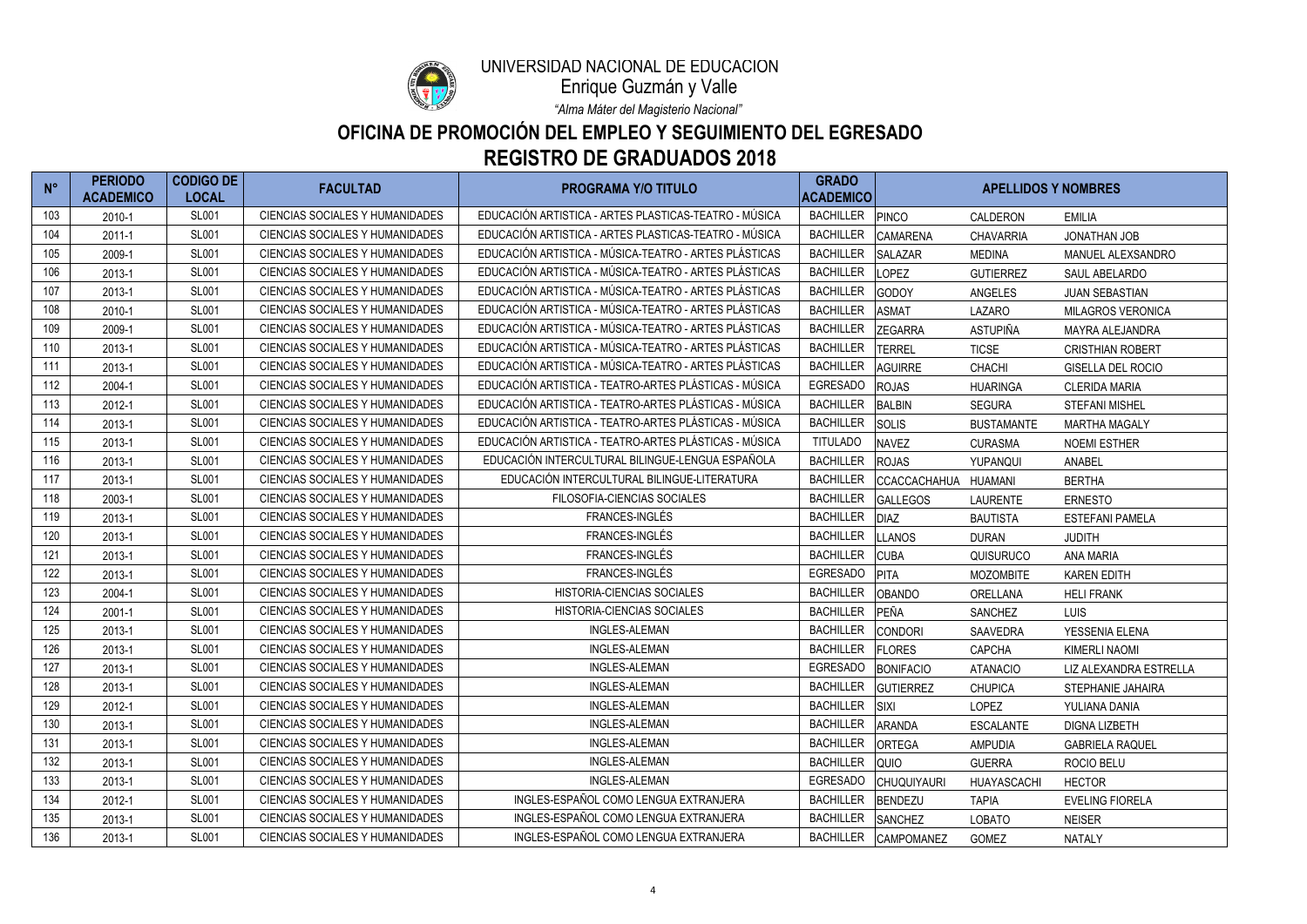UNIVERSIDAD NACIONAL DE EDUCACION

Enrique Guzmán y Valle

*"Alma Máter del Magisterio Nacional"*

# OFICINA DE PROMOCIÓN DEL EMPLEO Y SEGUIMIENTO DEL EGRESADO

## REGISTRO DE GRADUADOS 2018

| N° | PERIODO ACADEMICO | CODIGO DE LOCAL | FACULTAD | PROGRAMA Y/O TITULO | GRADO ACADEMICO | APELLIDOS Y NOMBRES | | |
|---|---|---|---|---|---|---|---|---|
| 103 | 2010-1 | SL001 | CIENCIAS SOCIALES Y HUMANIDADES | EDUCACIÓN ARTISTICA - ARTES PLASTICAS-TEATRO - MÚSICA | BACHILLER | PINCO | CALDERON | EMILIA |
| 104 | 2011-1 | SL001 | CIENCIAS SOCIALES Y HUMANIDADES | EDUCACIÓN ARTISTICA - ARTES PLASTICAS-TEATRO - MÚSICA | BACHILLER | CAMARENA | CHAVARRIA | JONATHAN JOB |
| 105 | 2009-1 | SL001 | CIENCIAS SOCIALES Y HUMANIDADES | EDUCACIÓN ARTISTICA - MÚSICA-TEATRO - ARTES PLÁSTICAS | BACHILLER | SALAZAR | MEDINA | MANUEL ALEXSANDRO |
| 106 | 2013-1 | SL001 | CIENCIAS SOCIALES Y HUMANIDADES | EDUCACIÓN ARTISTICA - MÚSICA-TEATRO - ARTES PLÁSTICAS | BACHILLER | LOPEZ | GUTIERREZ | SAUL ABELARDO |
| 107 | 2013-1 | SL001 | CIENCIAS SOCIALES Y HUMANIDADES | EDUCACIÓN ARTISTICA - MÚSICA-TEATRO - ARTES PLÁSTICAS | BACHILLER | GODOY | ANGELES | JUAN SEBASTIAN |
| 108 | 2010-1 | SL001 | CIENCIAS SOCIALES Y HUMANIDADES | EDUCACIÓN ARTISTICA - MÚSICA-TEATRO - ARTES PLÁSTICAS | BACHILLER | ASMAT | LAZARO | MILAGROS VERONICA |
| 109 | 2009-1 | SL001 | CIENCIAS SOCIALES Y HUMANIDADES | EDUCACIÓN ARTISTICA - MÚSICA-TEATRO - ARTES PLÁSTICAS | BACHILLER | ZEGARRA | ASTUPIÑA | MAYRA ALEJANDRA |
| 110 | 2013-1 | SL001 | CIENCIAS SOCIALES Y HUMANIDADES | EDUCACIÓN ARTISTICA - MÚSICA-TEATRO - ARTES PLÁSTICAS | BACHILLER | TERREL | TICSE | CRISTHIAN ROBERT |
| 111 | 2013-1 | SL001 | CIENCIAS SOCIALES Y HUMANIDADES | EDUCACIÓN ARTISTICA - MÚSICA-TEATRO - ARTES PLÁSTICAS | BACHILLER | AGUIRRE | CHACHI | GISELLA DEL ROCIO |
| 112 | 2004-1 | SL001 | CIENCIAS SOCIALES Y HUMANIDADES | EDUCACIÓN ARTISTICA - TEATRO-ARTES PLÁSTICAS - MÚSICA | EGRESADO | ROJAS | HUARINGA | CLERIDA MARIA |
| 113 | 2012-1 | SL001 | CIENCIAS SOCIALES Y HUMANIDADES | EDUCACIÓN ARTISTICA - TEATRO-ARTES PLÁSTICAS - MÚSICA | BACHILLER | BALBIN | SEGURA | STEFANI MISHEL |
| 114 | 2013-1 | SL001 | CIENCIAS SOCIALES Y HUMANIDADES | EDUCACIÓN ARTISTICA - TEATRO-ARTES PLÁSTICAS - MÚSICA | BACHILLER | SOLIS | BUSTAMANTE | MARTHA MAGALY |
| 115 | 2013-1 | SL001 | CIENCIAS SOCIALES Y HUMANIDADES | EDUCACIÓN ARTISTICA - TEATRO-ARTES PLÁSTICAS - MÚSICA | TITULADO | NAVEZ | CURASMA | NOEMI ESTHER |
| 116 | 2013-1 | SL001 | CIENCIAS SOCIALES Y HUMANIDADES | EDUCACIÓN INTERCULTURAL BILINGUE-LENGUA ESPAÑOLA | BACHILLER | ROJAS | YUPANQUI | ANABEL |
| 117 | 2013-1 | SL001 | CIENCIAS SOCIALES Y HUMANIDADES | EDUCACIÓN INTERCULTURAL BILINGUE-LITERATURA | BACHILLER | CCACCACHAHUA | HUAMANI | BERTHA |
| 118 | 2003-1 | SL001 | CIENCIAS SOCIALES Y HUMANIDADES | FILOSOFIA-CIENCIAS SOCIALES | BACHILLER | GALLEGOS | LAURENTE | ERNESTO |
| 119 | 2013-1 | SL001 | CIENCIAS SOCIALES Y HUMANIDADES | FRANCES-INGLÉS | BACHILLER | DIAZ | BAUTISTA | ESTEFANI PAMELA |
| 120 | 2013-1 | SL001 | CIENCIAS SOCIALES Y HUMANIDADES | FRANCES-INGLÉS | BACHILLER | LLANOS | DURAN | JUDITH |
| 121 | 2013-1 | SL001 | CIENCIAS SOCIALES Y HUMANIDADES | FRANCES-INGLÉS | BACHILLER | CUBA | QUISURUCO | ANA MARIA |
| 122 | 2013-1 | SL001 | CIENCIAS SOCIALES Y HUMANIDADES | FRANCES-INGLÉS | EGRESADO | PITA | MOZOMBITE | KAREN EDITH |
| 123 | 2004-1 | SL001 | CIENCIAS SOCIALES Y HUMANIDADES | HISTORIA-CIENCIAS SOCIALES | BACHILLER | OBANDO | ORELLANA | HELI FRANK |
| 124 | 2001-1 | SL001 | CIENCIAS SOCIALES Y HUMANIDADES | HISTORIA-CIENCIAS SOCIALES | BACHILLER | PEÑA | SANCHEZ | LUIS |
| 125 | 2013-1 | SL001 | CIENCIAS SOCIALES Y HUMANIDADES | INGLES-ALEMAN | BACHILLER | CONDORI | SAAVEDRA | YESSENIA ELENA |
| 126 | 2013-1 | SL001 | CIENCIAS SOCIALES Y HUMANIDADES | INGLES-ALEMAN | BACHILLER | FLORES | CAPCHA | KIMERLI NAOMI |
| 127 | 2013-1 | SL001 | CIENCIAS SOCIALES Y HUMANIDADES | INGLES-ALEMAN | EGRESADO | BONIFACIO | ATANACIO | LIZ ALEXANDRA ESTRELLA |
| 128 | 2013-1 | SL001 | CIENCIAS SOCIALES Y HUMANIDADES | INGLES-ALEMAN | BACHILLER | GUTIERREZ | CHUPICA | STEPHANIE JAHAIRA |
| 129 | 2012-1 | SL001 | CIENCIAS SOCIALES Y HUMANIDADES | INGLES-ALEMAN | BACHILLER | SIXI | LOPEZ | YULIANA DANIA |
| 130 | 2013-1 | SL001 | CIENCIAS SOCIALES Y HUMANIDADES | INGLES-ALEMAN | BACHILLER | ARANDA | ESCALANTE | DIGNA LIZBETH |
| 131 | 2013-1 | SL001 | CIENCIAS SOCIALES Y HUMANIDADES | INGLES-ALEMAN | BACHILLER | ORTEGA | AMPUDIA | GABRIELA RAQUEL |
| 132 | 2013-1 | SL001 | CIENCIAS SOCIALES Y HUMANIDADES | INGLES-ALEMAN | BACHILLER | QUIO | GUERRA | ROCIO BELU |
| 133 | 2013-1 | SL001 | CIENCIAS SOCIALES Y HUMANIDADES | INGLES-ALEMAN | EGRESADO | CHUQUIYAURI | HUAYASCACHI | HECTOR |
| 134 | 2012-1 | SL001 | CIENCIAS SOCIALES Y HUMANIDADES | INGLES-ESPAÑOL COMO LENGUA EXTRANJERA | BACHILLER | BENDEZU | TAPIA | EVELING FIORELA |
| 135 | 2013-1 | SL001 | CIENCIAS SOCIALES Y HUMANIDADES | INGLES-ESPAÑOL COMO LENGUA EXTRANJERA | BACHILLER | SANCHEZ | LOBATO | NEISER |
| 136 | 2013-1 | SL001 | CIENCIAS SOCIALES Y HUMANIDADES | INGLES-ESPAÑOL COMO LENGUA EXTRANJERA | BACHILLER | CAMPOMANEZ | GOMEZ | NATALY |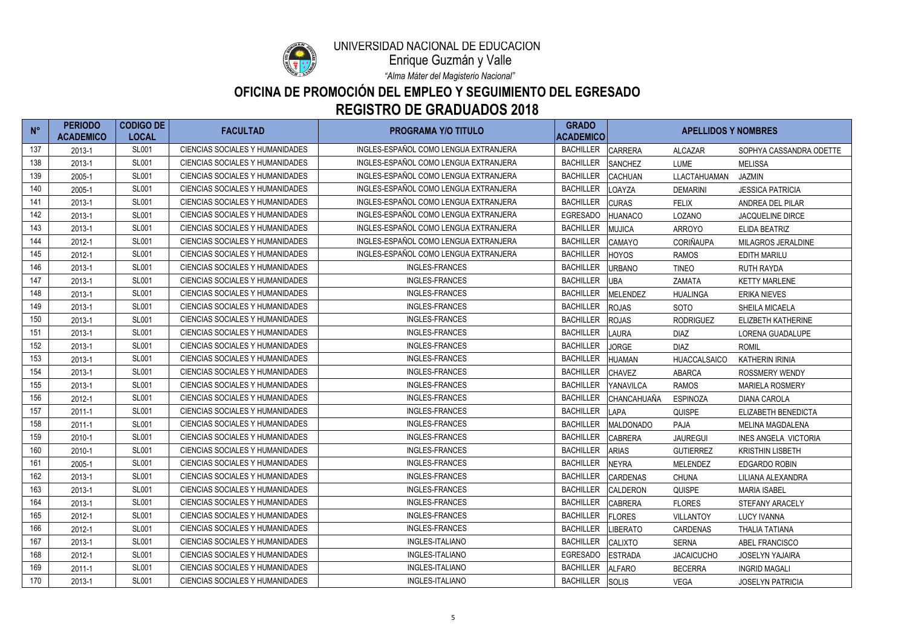UNIVERSIDAD NACIONAL DE EDUCACION

Enrique Guzmán y Valle

*"Alma Máter del Magisterio Nacional"*

# OFICINA DE PROMOCIÓN DEL EMPLEO Y SEGUIMIENTO DEL EGRESADO

## REGISTRO DE GRADUADOS 2018

| N° | PERIODO ACADEMICO | CODIGO DE LOCAL | FACULTAD | PROGRAMA Y/O TITULO | GRADO ACADEMICO | APELLIDOS Y NOMBRES | | |
|---|---|---|---|---|---|---|---|---|
| 137 | 2013-1 | SL001 | CIENCIAS SOCIALES Y HUMANIDADES | INGLES-ESPAÑOL COMO LENGUA EXTRANJERA | BACHILLER | CARRERA | ALCAZAR | SOPHYA CASSANDRA ODETTE |
| 138 | 2013-1 | SL001 | CIENCIAS SOCIALES Y HUMANIDADES | INGLES-ESPAÑOL COMO LENGUA EXTRANJERA | BACHILLER | SANCHEZ | LUME | MELISSA |
| 139 | 2005-1 | SL001 | CIENCIAS SOCIALES Y HUMANIDADES | INGLES-ESPAÑOL COMO LENGUA EXTRANJERA | BACHILLER | CACHUAN | LLACTAHUAMAN | JAZMIN |
| 140 | 2005-1 | SL001 | CIENCIAS SOCIALES Y HUMANIDADES | INGLES-ESPAÑOL COMO LENGUA EXTRANJERA | BACHILLER | LOAYZA | DEMARINI | JESSICA PATRICIA |
| 141 | 2013-1 | SL001 | CIENCIAS SOCIALES Y HUMANIDADES | INGLES-ESPAÑOL COMO LENGUA EXTRANJERA | BACHILLER | CURAS | FELIX | ANDREA DEL PILAR |
| 142 | 2013-1 | SL001 | CIENCIAS SOCIALES Y HUMANIDADES | INGLES-ESPAÑOL COMO LENGUA EXTRANJERA | EGRESADO | HUANACO | LOZANO | JACQUELINE DIRCE |
| 143 | 2013-1 | SL001 | CIENCIAS SOCIALES Y HUMANIDADES | INGLES-ESPAÑOL COMO LENGUA EXTRANJERA | BACHILLER | MUJICA | ARROYO | ELIDA BEATRIZ |
| 144 | 2012-1 | SL001 | CIENCIAS SOCIALES Y HUMANIDADES | INGLES-ESPAÑOL COMO LENGUA EXTRANJERA | BACHILLER | CAMAYO | CORIÑAUPA | MILAGROS JERALDINE |
| 145 | 2012-1 | SL001 | CIENCIAS SOCIALES Y HUMANIDADES | INGLES-ESPAÑOL COMO LENGUA EXTRANJERA | BACHILLER | HOYOS | RAMOS | EDITH MARILU |
| 146 | 2013-1 | SL001 | CIENCIAS SOCIALES Y HUMANIDADES | INGLES-FRANCES | BACHILLER | URBANO | TINEO | RUTH RAYDA |
| 147 | 2013-1 | SL001 | CIENCIAS SOCIALES Y HUMANIDADES | INGLES-FRANCES | BACHILLER | UBA | ZAMATA | KETTY MARLENE |
| 148 | 2013-1 | SL001 | CIENCIAS SOCIALES Y HUMANIDADES | INGLES-FRANCES | BACHILLER | MELENDEZ | HUALINGA | ERIKA NIEVES |
| 149 | 2013-1 | SL001 | CIENCIAS SOCIALES Y HUMANIDADES | INGLES-FRANCES | BACHILLER | ROJAS | SOTO | SHEILA MICAELA |
| 150 | 2013-1 | SL001 | CIENCIAS SOCIALES Y HUMANIDADES | INGLES-FRANCES | BACHILLER | ROJAS | RODRIGUEZ | ELIZBETH KATHERINE |
| 151 | 2013-1 | SL001 | CIENCIAS SOCIALES Y HUMANIDADES | INGLES-FRANCES | BACHILLER | LAURA | DIAZ | LORENA GUADALUPE |
| 152 | 2013-1 | SL001 | CIENCIAS SOCIALES Y HUMANIDADES | INGLES-FRANCES | BACHILLER | JORGE | DIAZ | ROMIL |
| 153 | 2013-1 | SL001 | CIENCIAS SOCIALES Y HUMANIDADES | INGLES-FRANCES | BACHILLER | HUAMAN | HUACCALSAICO | KATHERIN IRINIA |
| 154 | 2013-1 | SL001 | CIENCIAS SOCIALES Y HUMANIDADES | INGLES-FRANCES | BACHILLER | CHAVEZ | ABARCA | ROSSMERY WENDY |
| 155 | 2013-1 | SL001 | CIENCIAS SOCIALES Y HUMANIDADES | INGLES-FRANCES | BACHILLER | YANAVILCA | RAMOS | MARIELA ROSMERY |
| 156 | 2012-1 | SL001 | CIENCIAS SOCIALES Y HUMANIDADES | INGLES-FRANCES | BACHILLER | CHANCAHUAÑA | ESPINOZA | DIANA CAROLA |
| 157 | 2011-1 | SL001 | CIENCIAS SOCIALES Y HUMANIDADES | INGLES-FRANCES | BACHILLER | LAPA | QUISPE | ELIZABETH BENEDICTA |
| 158 | 2011-1 | SL001 | CIENCIAS SOCIALES Y HUMANIDADES | INGLES-FRANCES | BACHILLER | MALDONADO | PAJA | MELINA MAGDALENA |
| 159 | 2010-1 | SL001 | CIENCIAS SOCIALES Y HUMANIDADES | INGLES-FRANCES | BACHILLER | CABRERA | JAUREGUI | INES ANGELA VICTORIA |
| 160 | 2010-1 | SL001 | CIENCIAS SOCIALES Y HUMANIDADES | INGLES-FRANCES | BACHILLER | ARIAS | GUTIERREZ | KRISTHIN LISBETH |
| 161 | 2005-1 | SL001 | CIENCIAS SOCIALES Y HUMANIDADES | INGLES-FRANCES | BACHILLER | NEYRA | MELENDEZ | EDGARDO ROBIN |
| 162 | 2013-1 | SL001 | CIENCIAS SOCIALES Y HUMANIDADES | INGLES-FRANCES | BACHILLER | CARDENAS | CHUNA | LILIANA ALEXANDRA |
| 163 | 2013-1 | SL001 | CIENCIAS SOCIALES Y HUMANIDADES | INGLES-FRANCES | BACHILLER | CALDERON | QUISPE | MARIA ISABEL |
| 164 | 2013-1 | SL001 | CIENCIAS SOCIALES Y HUMANIDADES | INGLES-FRANCES | BACHILLER | CABRERA | FLORES | STEFANY ARACELY |
| 165 | 2012-1 | SL001 | CIENCIAS SOCIALES Y HUMANIDADES | INGLES-FRANCES | BACHILLER | FLORES | VILLANTOY | LUCY IVANNA |
| 166 | 2012-1 | SL001 | CIENCIAS SOCIALES Y HUMANIDADES | INGLES-FRANCES | BACHILLER | LIBERATO | CARDENAS | THALIA TATIANA |
| 167 | 2013-1 | SL001 | CIENCIAS SOCIALES Y HUMANIDADES | INGLES-ITALIANO | BACHILLER | CALIXTO | SERNA | ABEL FRANCISCO |
| 168 | 2012-1 | SL001 | CIENCIAS SOCIALES Y HUMANIDADES | INGLES-ITALIANO | EGRESADO | ESTRADA | JACAICUCHO | JOSELYN YAJAIRA |
| 169 | 2011-1 | SL001 | CIENCIAS SOCIALES Y HUMANIDADES | INGLES-ITALIANO | BACHILLER | ALFARO | BECERRA | INGRID MAGALI |
| 170 | 2013-1 | SL001 | CIENCIAS SOCIALES Y HUMANIDADES | INGLES-ITALIANO | BACHILLER | SOLIS | VEGA | JOSELYN PATRICIA |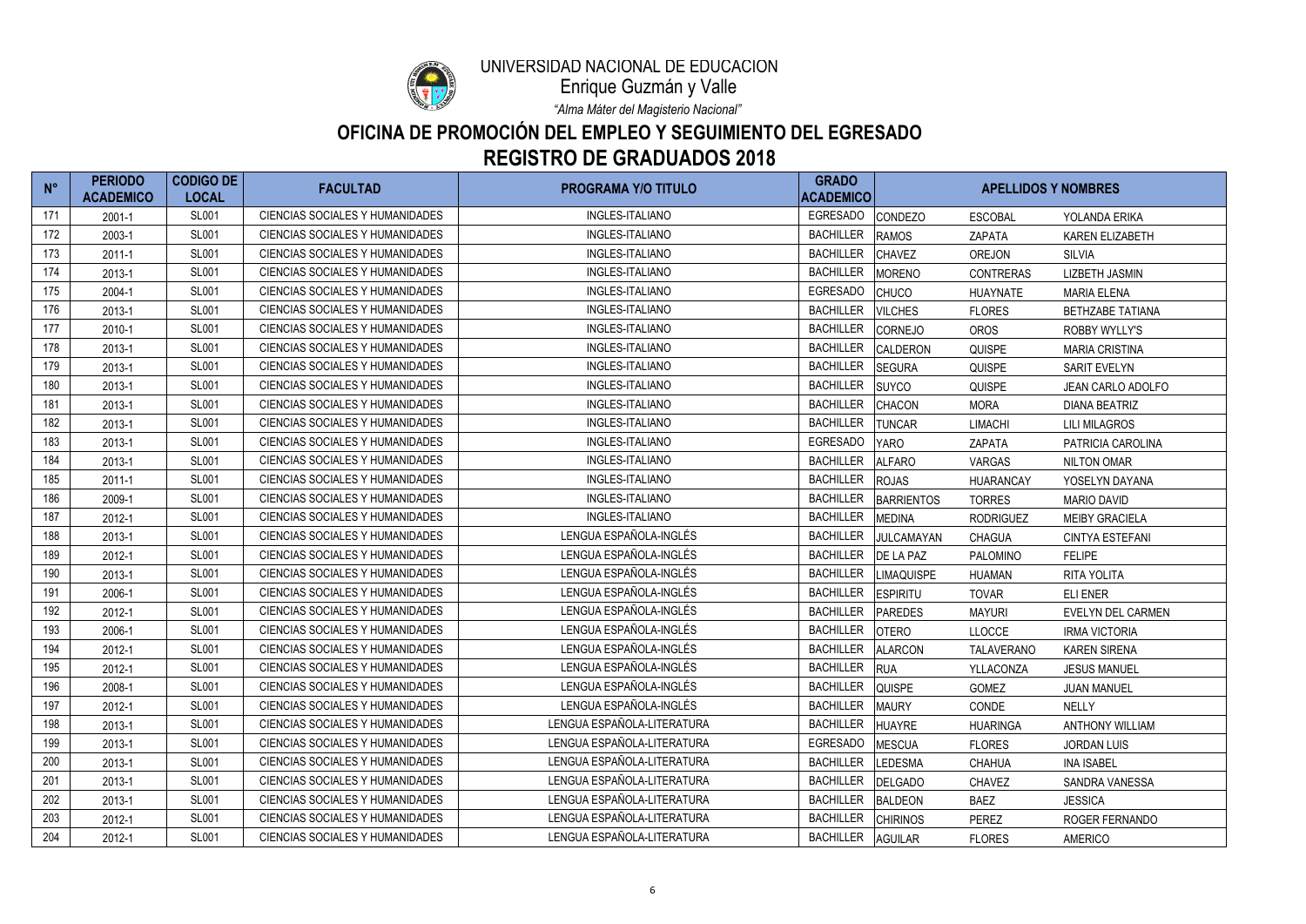UNIVERSIDAD NACIONAL DE EDUCACION

Enrique Guzmán y Valle

*"Alma Máter del Magisterio Nacional"*

# OFICINA DE PROMOCIÓN DEL EMPLEO Y SEGUIMIENTO DEL EGRESADO

## REGISTRO DE GRADUADOS 2018

| N° | PERIODO ACADEMICO | CODIGO DE LOCAL | FACULTAD | PROGRAMA Y/O TITULO | GRADO ACADEMICO | APELLIDOS Y NOMBRES | | |
|---|---|---|---|---|---|---|---|---|
| 171 | 2001-1 | SL001 | CIENCIAS SOCIALES Y HUMANIDADES | INGLES-ITALIANO | EGRESADO | CONDEZO | ESCOBAL | YOLANDA ERIKA |
| 172 | 2003-1 | SL001 | CIENCIAS SOCIALES Y HUMANIDADES | INGLES-ITALIANO | BACHILLER | RAMOS | ZAPATA | KAREN ELIZABETH |
| 173 | 2011-1 | SL001 | CIENCIAS SOCIALES Y HUMANIDADES | INGLES-ITALIANO | BACHILLER | CHAVEZ | OREJON | SILVIA |
| 174 | 2013-1 | SL001 | CIENCIAS SOCIALES Y HUMANIDADES | INGLES-ITALIANO | BACHILLER | MORENO | CONTRERAS | LIZBETH JASMIN |
| 175 | 2004-1 | SL001 | CIENCIAS SOCIALES Y HUMANIDADES | INGLES-ITALIANO | EGRESADO | CHUCO | HUAYNATE | MARIA ELENA |
| 176 | 2013-1 | SL001 | CIENCIAS SOCIALES Y HUMANIDADES | INGLES-ITALIANO | BACHILLER | VILCHES | FLORES | BETHZABE TATIANA |
| 177 | 2010-1 | SL001 | CIENCIAS SOCIALES Y HUMANIDADES | INGLES-ITALIANO | BACHILLER | CORNEJO | OROS | ROBBY WYLLY'S |
| 178 | 2013-1 | SL001 | CIENCIAS SOCIALES Y HUMANIDADES | INGLES-ITALIANO | BACHILLER | CALDERON | QUISPE | MARIA CRISTINA |
| 179 | 2013-1 | SL001 | CIENCIAS SOCIALES Y HUMANIDADES | INGLES-ITALIANO | BACHILLER | SEGURA | QUISPE | SARIT EVELYN |
| 180 | 2013-1 | SL001 | CIENCIAS SOCIALES Y HUMANIDADES | INGLES-ITALIANO | BACHILLER | SUYCO | QUISPE | JEAN CARLO ADOLFO |
| 181 | 2013-1 | SL001 | CIENCIAS SOCIALES Y HUMANIDADES | INGLES-ITALIANO | BACHILLER | CHACON | MORA | DIANA BEATRIZ |
| 182 | 2013-1 | SL001 | CIENCIAS SOCIALES Y HUMANIDADES | INGLES-ITALIANO | BACHILLER | TUNCAR | LIMACHI | LILI MILAGROS |
| 183 | 2013-1 | SL001 | CIENCIAS SOCIALES Y HUMANIDADES | INGLES-ITALIANO | EGRESADO | YARO | ZAPATA | PATRICIA CAROLINA |
| 184 | 2013-1 | SL001 | CIENCIAS SOCIALES Y HUMANIDADES | INGLES-ITALIANO | BACHILLER | ALFARO | VARGAS | NILTON OMAR |
| 185 | 2011-1 | SL001 | CIENCIAS SOCIALES Y HUMANIDADES | INGLES-ITALIANO | BACHILLER | ROJAS | HUARANCAY | YOSELYN DAYANA |
| 186 | 2009-1 | SL001 | CIENCIAS SOCIALES Y HUMANIDADES | INGLES-ITALIANO | BACHILLER | BARRIENTOS | TORRES | MARIO DAVID |
| 187 | 2012-1 | SL001 | CIENCIAS SOCIALES Y HUMANIDADES | INGLES-ITALIANO | BACHILLER | MEDINA | RODRIGUEZ | MEIBY GRACIELA |
| 188 | 2013-1 | SL001 | CIENCIAS SOCIALES Y HUMANIDADES | LENGUA ESPAÑOLA-INGLÉS | BACHILLER | JULCAMAYAN | CHAGUA | CINTYA ESTEFANI |
| 189 | 2012-1 | SL001 | CIENCIAS SOCIALES Y HUMANIDADES | LENGUA ESPAÑOLA-INGLÉS | BACHILLER | DE LA PAZ | PALOMINO | FELIPE |
| 190 | 2013-1 | SL001 | CIENCIAS SOCIALES Y HUMANIDADES | LENGUA ESPAÑOLA-INGLÉS | BACHILLER | LIMAQUISPE | HUAMAN | RITA YOLITA |
| 191 | 2006-1 | SL001 | CIENCIAS SOCIALES Y HUMANIDADES | LENGUA ESPAÑOLA-INGLÉS | BACHILLER | ESPIRITU | TOVAR | ELI ENER |
| 192 | 2012-1 | SL001 | CIENCIAS SOCIALES Y HUMANIDADES | LENGUA ESPAÑOLA-INGLÉS | BACHILLER | PAREDES | MAYURI | EVELYN DEL CARMEN |
| 193 | 2006-1 | SL001 | CIENCIAS SOCIALES Y HUMANIDADES | LENGUA ESPAÑOLA-INGLÉS | BACHILLER | OTERO | LLOCCE | IRMA VICTORIA |
| 194 | 2012-1 | SL001 | CIENCIAS SOCIALES Y HUMANIDADES | LENGUA ESPAÑOLA-INGLÉS | BACHILLER | ALARCON | TALAVERANO | KAREN SIRENA |
| 195 | 2012-1 | SL001 | CIENCIAS SOCIALES Y HUMANIDADES | LENGUA ESPAÑOLA-INGLÉS | BACHILLER | RUA | YLLACONZA | JESUS MANUEL |
| 196 | 2008-1 | SL001 | CIENCIAS SOCIALES Y HUMANIDADES | LENGUA ESPAÑOLA-INGLÉS | BACHILLER | QUISPE | GOMEZ | JUAN MANUEL |
| 197 | 2012-1 | SL001 | CIENCIAS SOCIALES Y HUMANIDADES | LENGUA ESPAÑOLA-INGLÉS | BACHILLER | MAURY | CONDE | NELLY |
| 198 | 2013-1 | SL001 | CIENCIAS SOCIALES Y HUMANIDADES | LENGUA ESPAÑOLA-LITERATURA | BACHILLER | HUAYRE | HUARINGA | ANTHONY WILLIAM |
| 199 | 2013-1 | SL001 | CIENCIAS SOCIALES Y HUMANIDADES | LENGUA ESPAÑOLA-LITERATURA | EGRESADO | MESCUA | FLORES | JORDAN LUIS |
| 200 | 2013-1 | SL001 | CIENCIAS SOCIALES Y HUMANIDADES | LENGUA ESPAÑOLA-LITERATURA | BACHILLER | LEDESMA | CHAHUA | INA ISABEL |
| 201 | 2013-1 | SL001 | CIENCIAS SOCIALES Y HUMANIDADES | LENGUA ESPAÑOLA-LITERATURA | BACHILLER | DELGADO | CHAVEZ | SANDRA VANESSA |
| 202 | 2013-1 | SL001 | CIENCIAS SOCIALES Y HUMANIDADES | LENGUA ESPAÑOLA-LITERATURA | BACHILLER | BALDEON | BAEZ | JESSICA |
| 203 | 2012-1 | SL001 | CIENCIAS SOCIALES Y HUMANIDADES | LENGUA ESPAÑOLA-LITERATURA | BACHILLER | CHIRINOS | PEREZ | ROGER FERNANDO |
| 204 | 2012-1 | SL001 | CIENCIAS SOCIALES Y HUMANIDADES | LENGUA ESPAÑOLA-LITERATURA | BACHILLER | AGUILAR | FLORES | AMERICO |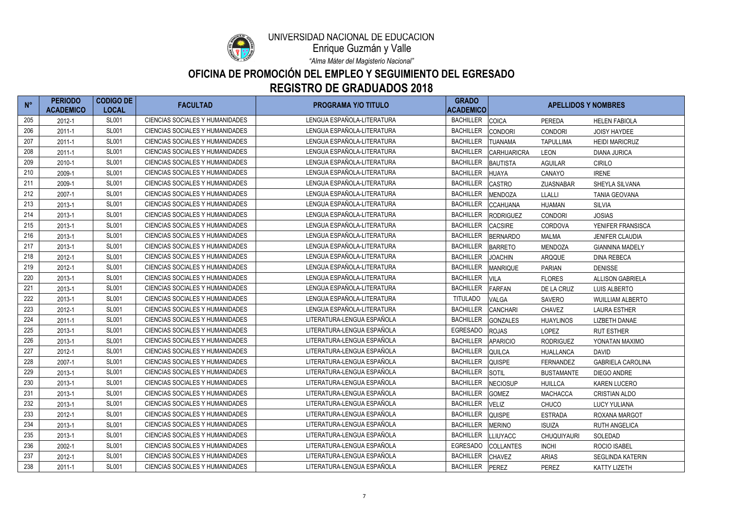UNIVERSIDAD NACIONAL DE EDUCACION

Enrique Guzmán y Valle

*"Alma Máter del Magisterio Nacional"*

# OFICINA DE PROMOCIÓN DEL EMPLEO Y SEGUIMIENTO DEL EGRESADO

## REGISTRO DE GRADUADOS 2018

| N° | PERIODO ACADEMICO | CODIGO DE LOCAL | FACULTAD | PROGRAMA Y/O TITULO | GRADO ACADEMICO | APELLIDOS Y NOMBRES | | |
|---|---|---|---|---|---|---|---|---|
| 205 | 2012-1 | SL001 | CIENCIAS SOCIALES Y HUMANIDADES | LENGUA ESPAÑOLA-LITERATURA | BACHILLER | COICA | PEREDA | HELEN FABIOLA |
| 206 | 2011-1 | SL001 | CIENCIAS SOCIALES Y HUMANIDADES | LENGUA ESPAÑOLA-LITERATURA | BACHILLER | CONDORI | CONDORI | JOISY HAYDEE |
| 207 | 2011-1 | SL001 | CIENCIAS SOCIALES Y HUMANIDADES | LENGUA ESPAÑOLA-LITERATURA | BACHILLER | TUANAMA | TAPULLIMA | HEIDI MARICRUZ |
| 208 | 2011-1 | SL001 | CIENCIAS SOCIALES Y HUMANIDADES | LENGUA ESPAÑOLA-LITERATURA | BACHILLER | CARHUARICRA | LEON | DIANA JURICA |
| 209 | 2010-1 | SL001 | CIENCIAS SOCIALES Y HUMANIDADES | LENGUA ESPAÑOLA-LITERATURA | BACHILLER | BAUTISTA | AGUILAR | CIRILO |
| 210 | 2009-1 | SL001 | CIENCIAS SOCIALES Y HUMANIDADES | LENGUA ESPAÑOLA-LITERATURA | BACHILLER | HUAYA | CANAYO | IRENE |
| 211 | 2009-1 | SL001 | CIENCIAS SOCIALES Y HUMANIDADES | LENGUA ESPAÑOLA-LITERATURA | BACHILLER | CASTRO | ZUASNABAR | SHEYLA SILVANA |
| 212 | 2007-1 | SL001 | CIENCIAS SOCIALES Y HUMANIDADES | LENGUA ESPAÑOLA-LITERATURA | BACHILLER | MENDOZA | LLALLI | TANIA GEOVANA |
| 213 | 2013-1 | SL001 | CIENCIAS SOCIALES Y HUMANIDADES | LENGUA ESPAÑOLA-LITERATURA | BACHILLER | CCAHUANA | HUAMAN | SILVIA |
| 214 | 2013-1 | SL001 | CIENCIAS SOCIALES Y HUMANIDADES | LENGUA ESPAÑOLA-LITERATURA | BACHILLER | RODRIGUEZ | CONDORI | JOSIAS |
| 215 | 2013-1 | SL001 | CIENCIAS SOCIALES Y HUMANIDADES | LENGUA ESPAÑOLA-LITERATURA | BACHILLER | CACSIRE | CORDOVA | YENIFER FRANSISCA |
| 216 | 2013-1 | SL001 | CIENCIAS SOCIALES Y HUMANIDADES | LENGUA ESPAÑOLA-LITERATURA | BACHILLER | BERNARDO | MALMA | JENIFER CLAUDIA |
| 217 | 2013-1 | SL001 | CIENCIAS SOCIALES Y HUMANIDADES | LENGUA ESPAÑOLA-LITERATURA | BACHILLER | BARRETO | MENDOZA | GIANNINA MADELY |
| 218 | 2012-1 | SL001 | CIENCIAS SOCIALES Y HUMANIDADES | LENGUA ESPAÑOLA-LITERATURA | BACHILLER | JOACHIN | ARQQUE | DINA REBECA |
| 219 | 2012-1 | SL001 | CIENCIAS SOCIALES Y HUMANIDADES | LENGUA ESPAÑOLA-LITERATURA | BACHILLER | MANRIQUE | PARIAN | DENISSE |
| 220 | 2013-1 | SL001 | CIENCIAS SOCIALES Y HUMANIDADES | LENGUA ESPAÑOLA-LITERATURA | BACHILLER | VILA | FLORES | ALLISON GABRIELA |
| 221 | 2013-1 | SL001 | CIENCIAS SOCIALES Y HUMANIDADES | LENGUA ESPAÑOLA-LITERATURA | BACHILLER | FARFAN | DE LA CRUZ | LUIS ALBERTO |
| 222 | 2013-1 | SL001 | CIENCIAS SOCIALES Y HUMANIDADES | LENGUA ESPAÑOLA-LITERATURA | TITULADO | VALGA | SAVERO | WUILLIAM ALBERTO |
| 223 | 2012-1 | SL001 | CIENCIAS SOCIALES Y HUMANIDADES | LENGUA ESPAÑOLA-LITERATURA | BACHILLER | CANCHARI | CHAVEZ | LAURA ESTHER |
| 224 | 2011-1 | SL001 | CIENCIAS SOCIALES Y HUMANIDADES | LITERATURA-LENGUA ESPAÑOLA | BACHILLER | GONZALES | HUAYLINOS | LIZBETH DANAE |
| 225 | 2013-1 | SL001 | CIENCIAS SOCIALES Y HUMANIDADES | LITERATURA-LENGUA ESPAÑOLA | EGRESADO | ROJAS | LOPEZ | RUT ESTHER |
| 226 | 2013-1 | SL001 | CIENCIAS SOCIALES Y HUMANIDADES | LITERATURA-LENGUA ESPAÑOLA | BACHILLER | APARICIO | RODRIGUEZ | YONATAN MAXIMO |
| 227 | 2012-1 | SL001 | CIENCIAS SOCIALES Y HUMANIDADES | LITERATURA-LENGUA ESPAÑOLA | BACHILLER | QUILCA | HUALLANCA | DAVID |
| 228 | 2007-1 | SL001 | CIENCIAS SOCIALES Y HUMANIDADES | LITERATURA-LENGUA ESPAÑOLA | BACHILLER | QUISPE | FERNANDEZ | GABRIELA CAROLINA |
| 229 | 2013-1 | SL001 | CIENCIAS SOCIALES Y HUMANIDADES | LITERATURA-LENGUA ESPAÑOLA | BACHILLER | SOTIL | BUSTAMANTE | DIEGO ANDRE |
| 230 | 2013-1 | SL001 | CIENCIAS SOCIALES Y HUMANIDADES | LITERATURA-LENGUA ESPAÑOLA | BACHILLER | NECIOSUP | HUILLCA | KAREN LUCERO |
| 231 | 2013-1 | SL001 | CIENCIAS SOCIALES Y HUMANIDADES | LITERATURA-LENGUA ESPAÑOLA | BACHILLER | GOMEZ | MACHACCA | CRISTIAN ALDO |
| 232 | 2013-1 | SL001 | CIENCIAS SOCIALES Y HUMANIDADES | LITERATURA-LENGUA ESPAÑOLA | BACHILLER | VELIZ | CHUCO | LUCY YULIANA |
| 233 | 2012-1 | SL001 | CIENCIAS SOCIALES Y HUMANIDADES | LITERATURA-LENGUA ESPAÑOLA | BACHILLER | QUISPE | ESTRADA | ROXANA MARGOT |
| 234 | 2013-1 | SL001 | CIENCIAS SOCIALES Y HUMANIDADES | LITERATURA-LENGUA ESPAÑOLA | BACHILLER | MERINO | ISUIZA | RUTH ANGELICA |
| 235 | 2013-1 | SL001 | CIENCIAS SOCIALES Y HUMANIDADES | LITERATURA-LENGUA ESPAÑOLA | BACHILLER | LLIUYACC | CHUQUIYAURI | SOLEDAD |
| 236 | 2002-1 | SL001 | CIENCIAS SOCIALES Y HUMANIDADES | LITERATURA-LENGUA ESPAÑOLA | EGRESADO | COLLANTES | INCHI | ROCIO ISABEL |
| 237 | 2012-1 | SL001 | CIENCIAS SOCIALES Y HUMANIDADES | LITERATURA-LENGUA ESPAÑOLA | BACHILLER | CHAVEZ | ARIAS | SEGLINDA KATERIN |
| 238 | 2011-1 | SL001 | CIENCIAS SOCIALES Y HUMANIDADES | LITERATURA-LENGUA ESPAÑOLA | BACHILLER | PEREZ | PEREZ | KATTY LIZETH |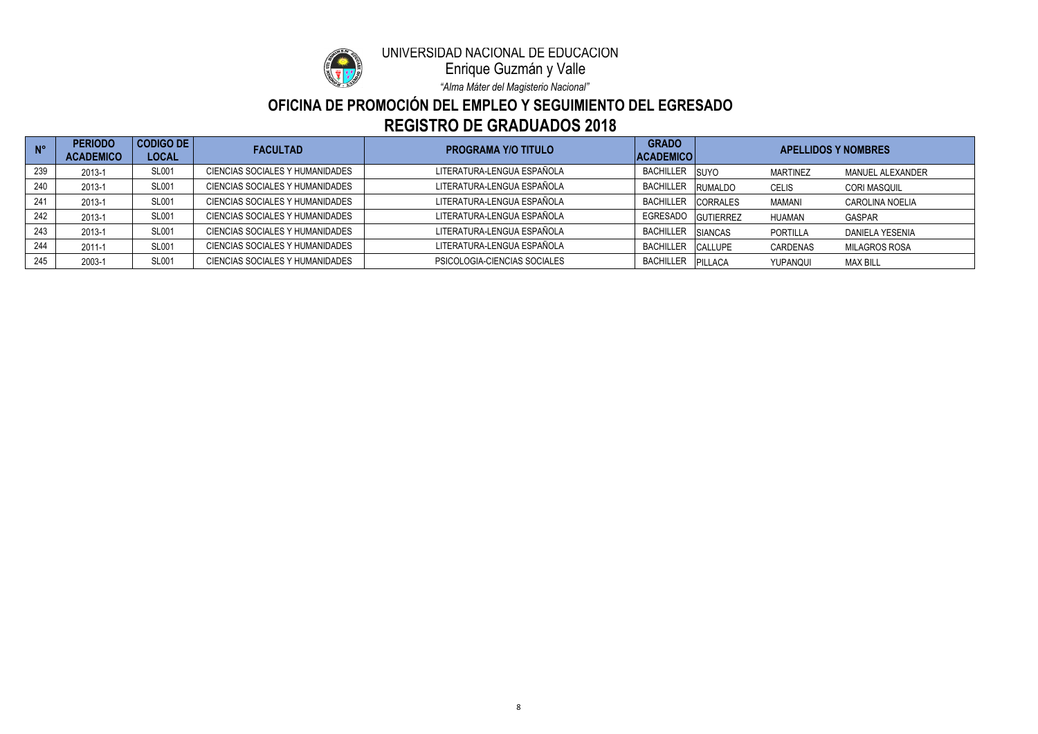UNIVERSIDAD NACIONAL DE EDUCACION

Enrique Guzmán y Valle

*"Alma Máter del Magisterio Nacional"*

# OFICINA DE PROMOCIÓN DEL EMPLEO Y SEGUIMIENTO DEL EGRESADO

## REGISTRO DE GRADUADOS 2018

| N° | PERIODO ACADEMICO | CODIGO DE LOCAL | FACULTAD | PROGRAMA Y/O TITULO | GRADO ACADEMICO | APELLIDOS Y NOMBRES | | |
|---|---|---|---|---|---|---|---|---|
| 239 | 2013-1 | SL001 | CIENCIAS SOCIALES Y HUMANIDADES | LITERATURA-LENGUA ESPAÑOLA | BACHILLER | SUYO | MARTINEZ | MANUEL ALEXANDER |
| 240 | 2013-1 | SL001 | CIENCIAS SOCIALES Y HUMANIDADES | LITERATURA-LENGUA ESPAÑOLA | BACHILLER | RUMALDO | CELIS | CORI MASQUIL |
| 241 | 2013-1 | SL001 | CIENCIAS SOCIALES Y HUMANIDADES | LITERATURA-LENGUA ESPAÑOLA | BACHILLER | CORRALES | MAMANI | CAROLINA NOELIA |
| 242 | 2013-1 | SL001 | CIENCIAS SOCIALES Y HUMANIDADES | LITERATURA-LENGUA ESPAÑOLA | EGRESADO | GUTIERREZ | HUAMAN | GASPAR |
| 243 | 2013-1 | SL001 | CIENCIAS SOCIALES Y HUMANIDADES | LITERATURA-LENGUA ESPAÑOLA | BACHILLER | SIANCAS | PORTILLA | DANIELA YESENIA |
| 244 | 2011-1 | SL001 | CIENCIAS SOCIALES Y HUMANIDADES | LITERATURA-LENGUA ESPAÑOLA | BACHILLER | CALLUPE | CARDENAS | MILAGROS ROSA |
| 245 | 2003-1 | SL001 | CIENCIAS SOCIALES Y HUMANIDADES | PSICOLOGIA-CIENCIAS SOCIALES | BACHILLER | PILLACA | YUPANQUI | MAX BILL |